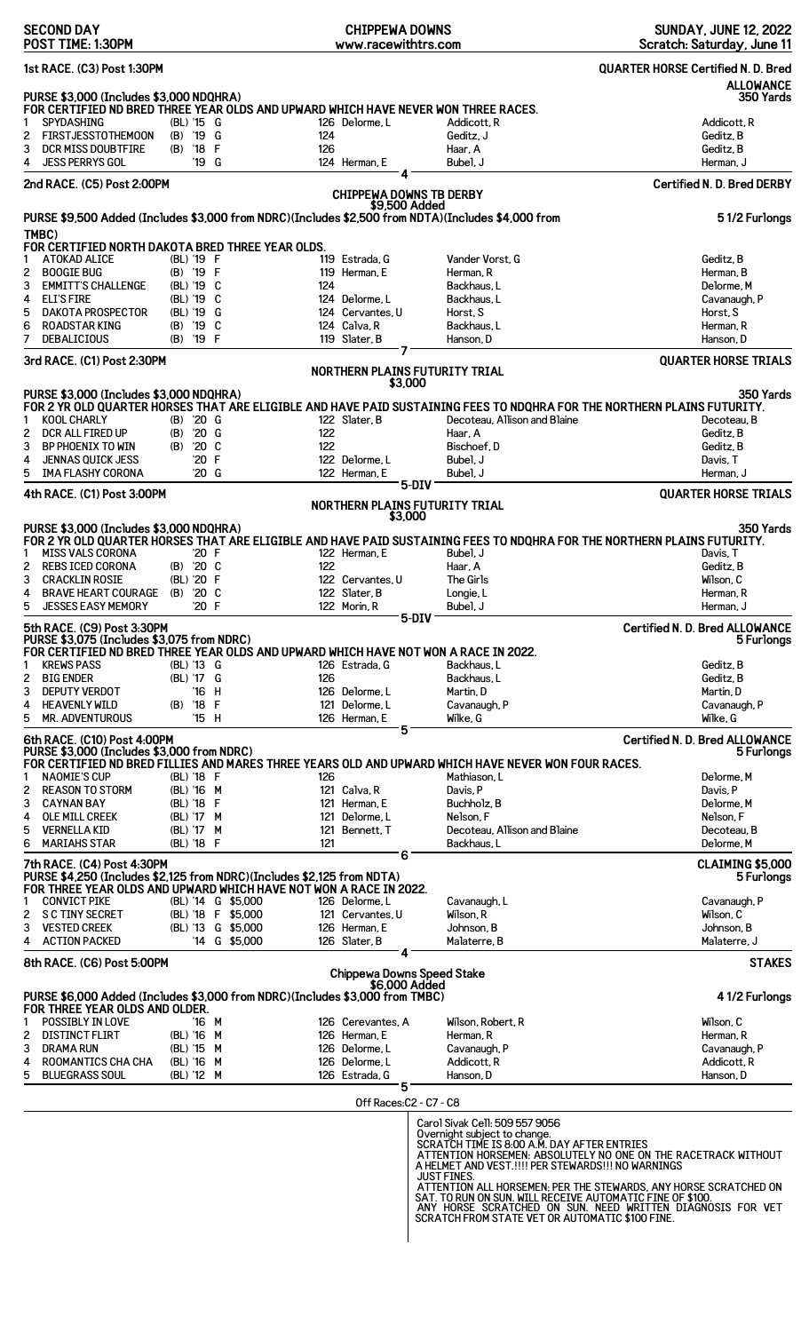**SECOND DAY** | **CHIPPEWA DOWNS** | **SUNDAY, JUNE 12, 2022**

**POST TIME: 1:30PM** | www.racewithtrs.com | Scratch: Saturday, June 11

## 1st RACE. (C3) Post 1:30PM — QUARTER HORSE Certified N. D. Bred ALLOWANCE

**PURSE $3,000 (Includes $3,000 NDQHRA)** — 350 Yards

FOR CERTIFIED ND BRED THREE YEAR OLDS AND UPWARD WHICH HAVE NEVER WON THREE RACES.

| # | Horse | Med | Yr | Sex | Wt | Jockey | Owner | Trainer |
|---|---|---|---|---|---|---|---|---|
| 1 | SPYDASHING | (BL) | '15 | G | 126 | Delorme, L | Addicott, R | Addicott, R |
| 2 | FIRSTJESSTOTHEMOON | (B) | '19 | G | 124 | | Geditz, J | Geditz, B |
| 3 | DCR MISS DOUBTFIRE | (B) | '18 | F | 126 | | Haar, A | Geditz, B |
| 4 | JESS PERRYS GOL | | '19 | G | 124 | Herman, E | Bubel, J | Herman, J |

4

## 2nd RACE. (C5) Post 2:00PM — Certified N. D. Bred DERBY

**CHIPPEWA DOWNS TB DERBY**
**$9,500 Added**

**PURSE $9,500 Added (Includes $3,000 from NDRC)(Includes $2,500 from NDTA)(Includes $4,000 from TMBC)** — 5 1/2 Furlongs

FOR CERTIFIED NORTH DAKOTA BRED THREE YEAR OLDS.

| # | Horse | Med | Yr | Sex | Wt | Jockey | Owner | Trainer |
|---|---|---|---|---|---|---|---|---|
| 1 | ATOKAD ALICE | (BL) | '19 | F | 119 | Estrada, G | Vander Vorst, G | Geditz, B |
| 2 | BOOGIE BUG | (B) | '19 | F | 119 | Herman, E | Herman, R | Herman, B |
| 3 | EMMITT'S CHALLENGE | (BL) | '19 | C | 124 | | Backhaus, L | Delorme, M |
| 4 | ELI'S FIRE | (BL) | '19 | C | 124 | Delorme, L | Backhaus, L | Cavanaugh, P |
| 5 | DAKOTA PROSPECTOR | (BL) | '19 | G | 124 | Cervantes, U | Horst, S | Horst, S |
| 6 | ROADSTAR KING | (B) | '19 | C | 124 | Calva, R | Backhaus, L | Herman, R |
| 7 | DEBALICIOUS | (B) | '19 | F | 119 | Slater, B | Hanson, D | Hanson, D |

7

## 3rd RACE. (C1) Post 2:30PM — QUARTER HORSE TRIALS

**NORTHERN PLAINS FUTURITY TRIAL**
**$3,000**

**PURSE $3,000 (Includes $3,000 NDQHRA)** — 350 Yards

FOR 2 YR OLD QUARTER HORSES THAT ARE ELIGIBLE AND HAVE PAID SUSTAINING FEES TO NDQHRA FOR THE NORTHERN PLAINS FUTURITY.

| # | Horse | Med | Yr | Sex | Wt | Jockey | Owner | Trainer |
|---|---|---|---|---|---|---|---|---|
| 1 | KOOL CHARLY | (B) | '20 | G | 122 | Slater, B | Decoteau, Allison and Blaine | Decoteau, B |
| 2 | DCR ALL FIRED UP | (B) | '20 | G | 122 | | Haar, A | Geditz, B |
| 3 | BP PHOENIX TO WIN | (B) | '20 | C | 122 | | Bischoef, D | Geditz, B |
| 4 | JENNAS QUICK JESS | | '20 | F | 122 | Delorme, L | Bubel, J | Davis, T |
| 5 | IMA FLASHY CORONA | | '20 | G | 122 | Herman, E | Bubel, J | Herman, J |

5-DIV

## 4th RACE. (C1) Post 3:00PM — QUARTER HORSE TRIALS

**NORTHERN PLAINS FUTURITY TRIAL**
**$3,000**

**PURSE $3,000 (Includes $3,000 NDQHRA)** — 350 Yards

FOR 2 YR OLD QUARTER HORSES THAT ARE ELIGIBLE AND HAVE PAID SUSTAINING FEES TO NDQHRA FOR THE NORTHERN PLAINS FUTURITY.

| # | Horse | Med | Yr | Sex | Wt | Jockey | Owner | Trainer |
|---|---|---|---|---|---|---|---|---|
| 1 | MISS VALS CORONA | | '20 | F | 122 | Herman, E | Bubel, J | Davis, T |
| 2 | REBS ICED CORONA | (B) | '20 | C | 122 | | Haar, A | Geditz, B |
| 3 | CRACKLIN ROSIE | (BL) | '20 | F | 122 | Cervantes, U | The Girls | Wilson, C |
| 4 | BRAVE HEART COURAGE | (B) | '20 | C | 122 | Slater, B | Longie, L | Herman, R |
| 5 | JESSES EASY MEMORY | | '20 | F | 122 | Morin, R | Bubel, J | Herman, J |

5-DIV

## 5th RACE. (C9) Post 3:30PM — Certified N. D. Bred ALLOWANCE

**PURSE $3,075 (Includes $3,075 from NDRC)** — 5 Furlongs

FOR CERTIFIED ND BRED THREE YEAR OLDS AND UPWARD WHICH HAVE NOT WON A RACE IN 2022.

| # | Horse | Med | Yr | Sex | Wt | Jockey | Owner | Trainer |
|---|---|---|---|---|---|---|---|---|
| 1 | KREWS PASS | (BL) | '13 | G | 126 | Estrada, G | Backhaus, L | Geditz, B |
| 2 | BIG ENDER | (BL) | '17 | G | 126 | | Backhaus, L | Geditz, B |
| 3 | DEPUTY VERDOT | | '16 | H | 126 | Delorme, L | Martin, D | Martin, D |
| 4 | HEAVENLY WILD | (B) | '18 | F | 121 | Delorme, L | Cavanaugh, P | Cavanaugh, P |
| 5 | MR. ADVENTUROUS | | '15 | H | 126 | Herman, E | Wilke, G | Wilke, G |

5

## 6th RACE. (C10) Post 4:00PM — Certified N. D. Bred ALLOWANCE

**PURSE $3,000 (Includes $3,000 from NDRC)** — 5 Furlongs

FOR CERTIFIED ND BRED FILLIES AND MARES THREE YEARS OLD AND UPWARD WHICH HAVE NEVER WON FOUR RACES.

| # | Horse | Med | Yr | Sex | Wt | Jockey | Owner | Trainer |
|---|---|---|---|---|---|---|---|---|
| 1 | NAOMIE'S CUP | (BL) | '18 | F | 126 | | Mathiason, L | Delorme, M |
| 2 | REASON TO STORM | (BL) | '16 | M | 121 | Calva, R | Davis, P | Davis, P |
| 3 | CAYNAN BAY | (BL) | '18 | F | 121 | Herman, E | Buchholz, B | Delorme, M |
| 4 | OLE MILL CREEK | (BL) | '17 | M | 121 | Delorme, L | Nelson, F | Nelson, F |
| 5 | VERNELLA KID | (BL) | '17 | M | 121 | Bennett, T | Decoteau, Allison and Blaine | Decoteau, B |
| 6 | MARIAHS STAR | (BL) | '18 | F | 121 | | Backhaus, L | Delorme, M |

6

## 7th RACE. (C4) Post 4:30PM — CLAIMING $5,000

**PURSE $4,250 (Includes $2,125 from NDRC)(Includes $2,125 from NDTA)** — 5 Furlongs

FOR THREE YEAR OLDS AND UPWARD WHICH HAVE NOT WON A RACE IN 2022.

| # | Horse | Med | Yr | Sex | Claim | Wt | Jockey | Owner | Trainer |
|---|---|---|---|---|---|---|---|---|---|
| 1 | CONVICT PIKE | (BL) | '14 | G | $5,000 | 126 | Delorme, L | Cavanaugh, L | Cavanaugh, P |
| 2 | S C TINY SECRET | (BL) | '18 | F | $5,000 | 121 | Cervantes, U | Wilson, R | Wilson, C |
| 3 | VESTED CREEK | (BL) | '13 | G | $5,000 | 126 | Herman, E | Johnson, B | Johnson, B |
| 4 | ACTION PACKED | | '14 | G | $5,000 | 126 | Slater, B | Malaterre, B | Malaterre, J |

4

## 8th RACE. (C6) Post 5:00PM — STAKES

**Chippewa Downs Speed Stake**
**$6,000 Added**

**PURSE $6,000 Added (Includes $3,000 from NDRC)(Includes $3,000 from TMBC)** — 4 1/2 Furlongs

FOR THREE YEAR OLDS AND OLDER.

| # | Horse | Med | Yr | Sex | Wt | Jockey | Owner | Trainer |
|---|---|---|---|---|---|---|---|---|
| 1 | POSSIBLY IN LOVE | | '16 | M | 126 | Cerevantes, A | Wilson, Robert, R | Wilson, C |
| 2 | DISTINCT FLIRT | (BL) | '16 | M | 126 | Herman, E | Herman, R | Herman, R |
| 3 | DRAMA RUN | (BL) | '15 | M | 126 | Delorme, L | Cavanaugh, P | Cavanaugh, P |
| 4 | ROOMANTICS CHA CHA | (BL) | '16 | M | 126 | Delorme, L | Addicott, R | Addicott, R |
| 5 | BLUEGRASS SOUL | (BL) | '12 | M | 126 | Estrada, G | Hanson, D | Hanson, D |

5

Off Races:C2 - C7 - C8

Carol Sivak Cell: 509 557 9056

Overnight subject to change.

SCRATCH TIME IS 8:00 A.M. DAY AFTER ENTRIES

ATTENTION HORSEMEN: ABSOLUTELY NO ONE ON THE RACETRACK WITHOUT A HELMET AND VEST.!!!! PER STEWARDS!!! NO WARNINGS JUST FINES.

ATTENTION ALL HORSEMEN: PER THE STEWARDS, ANY HORSE SCRATCHED ON SAT. TO RUN ON SUN. WILL RECEIVE AUTOMATIC FINE OF $100. ANY HORSE SCRATCHED ON SUN. NEED WRITTEN DIAGNOSIS FOR VET SCRATCH FROM STATE VET OR AUTOMATIC $100 FINE.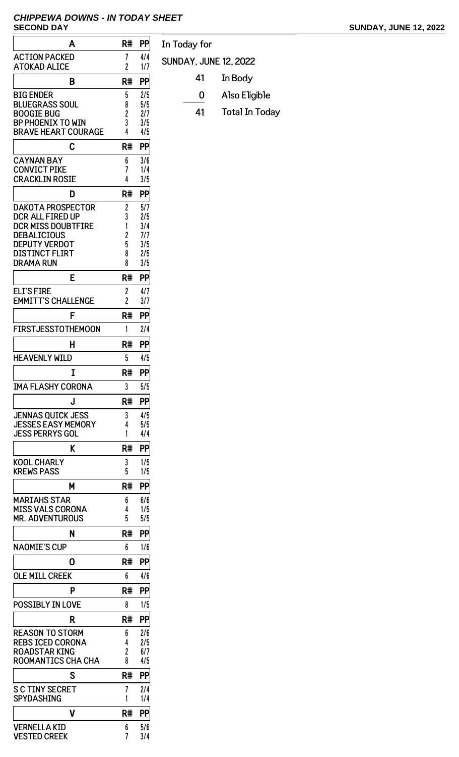# CHIPPEWA DOWNS - IN TODAY SHEET

**SECOND DAY** **SUNDAY, JUNE 12, 2022**

| A | R# | PP |
|---|---|---|
| ACTION PACKED | 7 | 4/4 |
| ATOKAD ALICE | 2 | 1/7 |
| **B** | **R#** | **PP** |
| BIG ENDER | 5 | 2/5 |
| BLUEGRASS SOUL | 8 | 5/5 |
| BOOGIE BUG | 2 | 2/7 |
| BP PHOENIX TO WIN | 3 | 3/5 |
| BRAVE HEART COURAGE | 4 | 4/5 |
| **C** | **R#** | **PP** |
| CAYNAN BAY | 6 | 3/6 |
| CONVICT PIKE | 7 | 1/4 |
| CRACKLIN ROSIE | 4 | 3/5 |
| **D** | **R#** | **PP** |
| DAKOTA PROSPECTOR | 2 | 5/7 |
| DCR ALL FIRED UP | 3 | 2/5 |
| DCR MISS DOUBTFIRE | 1 | 3/4 |
| DEBALICIOUS | 2 | 7/7 |
| DEPUTY VERDOT | 5 | 3/5 |
| DISTINCT FLIRT | 8 | 2/5 |
| DRAMA RUN | 8 | 3/5 |
| **E** | **R#** | **PP** |
| ELI'S FIRE | 2 | 4/7 |
| EMMITT'S CHALLENGE | 2 | 3/7 |
| **F** | **R#** | **PP** |
| FIRSTJESSTOTHEMOON | 1 | 2/4 |
| **H** | **R#** | **PP** |
| HEAVENLY WILD | 5 | 4/5 |
| **I** | **R#** | **PP** |
| IMA FLASHY CORONA | 3 | 5/5 |
| **J** | **R#** | **PP** |
| JENNAS QUICK JESS | 3 | 4/5 |
| JESSES EASY MEMORY | 4 | 5/5 |
| JESS PERRYS GOL | 1 | 4/4 |
| **K** | **R#** | **PP** |
| KOOL CHARLY | 3 | 1/5 |
| KREWS PASS | 5 | 1/5 |
| **M** | **R#** | **PP** |
| MARIAHS STAR | 6 | 6/6 |
| MISS VALS CORONA | 4 | 1/5 |
| MR. ADVENTUROUS | 5 | 5/5 |
| **N** | **R#** | **PP** |
| NAOMIE'S CUP | 6 | 1/6 |
| **O** | **R#** | **PP** |
| OLE MILL CREEK | 6 | 4/6 |
| **P** | **R#** | **PP** |
| POSSIBLY IN LOVE | 8 | 1/5 |
| **R** | **R#** | **PP** |
| REASON TO STORM | 6 | 2/6 |
| REBS ICED CORONA | 4 | 2/5 |
| ROADSTAR KING | 2 | 6/7 |
| ROOMANTICS CHA CHA | 8 | 4/5 |
| **S** | **R#** | **PP** |
| S C TINY SECRET | 7 | 2/4 |
| SPYDASHING | 1 | 1/4 |
| **V** | **R#** | **PP** |
| VERNELLA KID | 6 | 5/6 |
| VESTED CREEK | 7 | 3/4 |

In Today for

SUNDAY, JUNE 12, 2022

| | |
|---|---|
| 41 | In Body |
| 0 | Also Eligible |
| 41 | Total In Today |